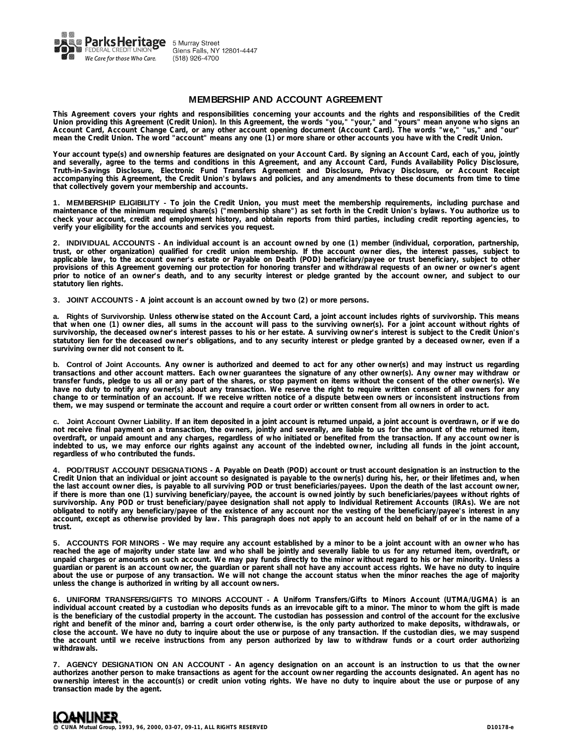Parks Heritage FEDERAL CREDIT UNION
*We Care for those Who Care.*
5 Murray Street
Glens Falls, NY 12801-4447
(518) 926-4700

# MEMBERSHIP AND ACCOUNT AGREEMENT

**This Agreement covers your rights and responsibilities concerning your accounts and the rights and responsibilities of the Credit Union providing this Agreement (Credit Union). In this Agreement, the words "you," "your," and "yours" mean anyone who signs an Account Card, Account Change Card, or any other account opening document (Account Card). The words "we," "us," and "our" mean the Credit Union. The word "account" means any one (1) or more share or other accounts you have with the Credit Union.**

**Your account type(s) and ownership features are designated on your Account Card. By signing an Account Card, each of you, jointly and severally, agree to the terms and conditions in this Agreement, and any Account Card, Funds Availability Policy Disclosure, Truth-in-Savings Disclosure, Electronic Fund Transfers Agreement and Disclosure, Privacy Disclosure, or Account Receipt accompanying this Agreement, the Credit Union's bylaws and policies, and any amendments to these documents from time to time that collectively govern your membership and accounts.**

**1. MEMBERSHIP ELIGIBILITY - To join the Credit Union, you must meet the membership requirements, including purchase and maintenance of the minimum required share(s) ("membership share") as set forth in the Credit Union's bylaws. You authorize us to check your account, credit and employment history, and obtain reports from third parties, including credit reporting agencies, to verify your eligibility for the accounts and services you request.**

**2. INDIVIDUAL ACCOUNTS - An individual account is an account owned by one (1) member (individual, corporation, partnership, trust, or other organization) qualified for credit union membership. If the account owner dies, the interest passes, subject to applicable law, to the account owner's estate or Payable on Death (POD) beneficiary/payee or trust beneficiary, subject to other provisions of this Agreement governing our protection for honoring transfer and withdrawal requests of an owner or owner's agent prior to notice of an owner's death, and to any security interest or pledge granted by the account owner, and subject to our statutory lien rights.**

**3. JOINT ACCOUNTS - A joint account is an account owned by two (2) or more persons.**

**a. Rights of Survivorship. Unless otherwise stated on the Account Card, a joint account includes rights of survivorship. This means that when one (1) owner dies, all sums in the account will pass to the surviving owner(s). For a joint account without rights of survivorship, the deceased owner's interest passes to his or her estate. A surviving owner's interest is subject to the Credit Union's statutory lien for the deceased owner's obligations, and to any security interest or pledge granted by a deceased owner, even if a surviving owner did not consent to it.**

**b. Control of Joint Accounts. Any owner is authorized and deemed to act for any other owner(s) and may instruct us regarding transactions and other account matters. Each owner guarantees the signature of any other owner(s). Any owner may withdraw or transfer funds, pledge to us all or any part of the shares, or stop payment on items without the consent of the other owner(s). We have no duty to notify any owner(s) about any transaction. We reserve the right to require written consent of all owners for any change to or termination of an account. If we receive written notice of a dispute between owners or inconsistent instructions from them, we may suspend or terminate the account and require a court order or written consent from all owners in order to act.**

**c. Joint Account Owner Liability. If an item deposited in a joint account is returned unpaid, a joint account is overdrawn, or if we do not receive final payment on a transaction, the owners, jointly and severally, are liable to us for the amount of the returned item, overdraft, or unpaid amount and any charges, regardless of who initiated or benefited from the transaction. If any account owner is indebted to us, we may enforce our rights against any account of the indebted owner, including all funds in the joint account, regardless of who contributed the funds.**

**4. POD/TRUST ACCOUNT DESIGNATIONS - A Payable on Death (POD) account or trust account designation is an instruction to the Credit Union that an individual or joint account so designated is payable to the owner(s) during his, her, or their lifetimes and, when the last account owner dies, is payable to all surviving POD or trust beneficiaries/payees. Upon the death of the last account owner, if there is more than one (1) surviving beneficiary/payee, the account is owned jointly by such beneficiaries/payees without rights of survivorship. Any POD or trust beneficiary/payee designation shall not apply to Individual Retirement Accounts (IRAs). We are not obligated to notify any beneficiary/payee of the existence of any account nor the vesting of the beneficiary/payee's interest in any account, except as otherwise provided by law. This paragraph does not apply to an account held on behalf of or in the name of a trust.**

**5. ACCOUNTS FOR MINORS - We may require any account established by a minor to be a joint account with an owner who has reached the age of majority under state law and who shall be jointly and severally liable to us for any returned item, overdraft, or unpaid charges or amounts on such account. We may pay funds directly to the minor without regard to his or her minority. Unless a guardian or parent is an account owner, the guardian or parent shall not have any account access rights. We have no duty to inquire about the use or purpose of any transaction. We will not change the account status when the minor reaches the age of majority unless the change is authorized in writing by all account owners.**

**6. UNIFORM TRANSFERS/GIFTS TO MINORS ACCOUNT - A Uniform Transfers/Gifts to Minors Account (UTMA/UGMA) is an individual account created by a custodian who deposits funds as an irrevocable gift to a minor. The minor to whom the gift is made is the beneficiary of the custodial property in the account. The custodian has possession and control of the account for the exclusive right and benefit of the minor and, barring a court order otherwise, is the only party authorized to make deposits, withdrawals, or close the account. We have no duty to inquire about the use or purpose of any transaction. If the custodian dies, we may suspend the account until we receive instructions from any person authorized by law to withdraw funds or a court order authorizing withdrawals.**

**7. AGENCY DESIGNATION ON AN ACCOUNT - An agency designation on an account is an instruction to us that the owner authorizes another person to make transactions as agent for the account owner regarding the accounts designated. An agent has no ownership interest in the account(s) or credit union voting rights. We have no duty to inquire about the use or purpose of any transaction made by the agent.**

LOANLINER®
© CUNA Mutual Group, 1993, 96, 2000, 03-07, 09-11, ALL RIGHTS RESERVED D10178-e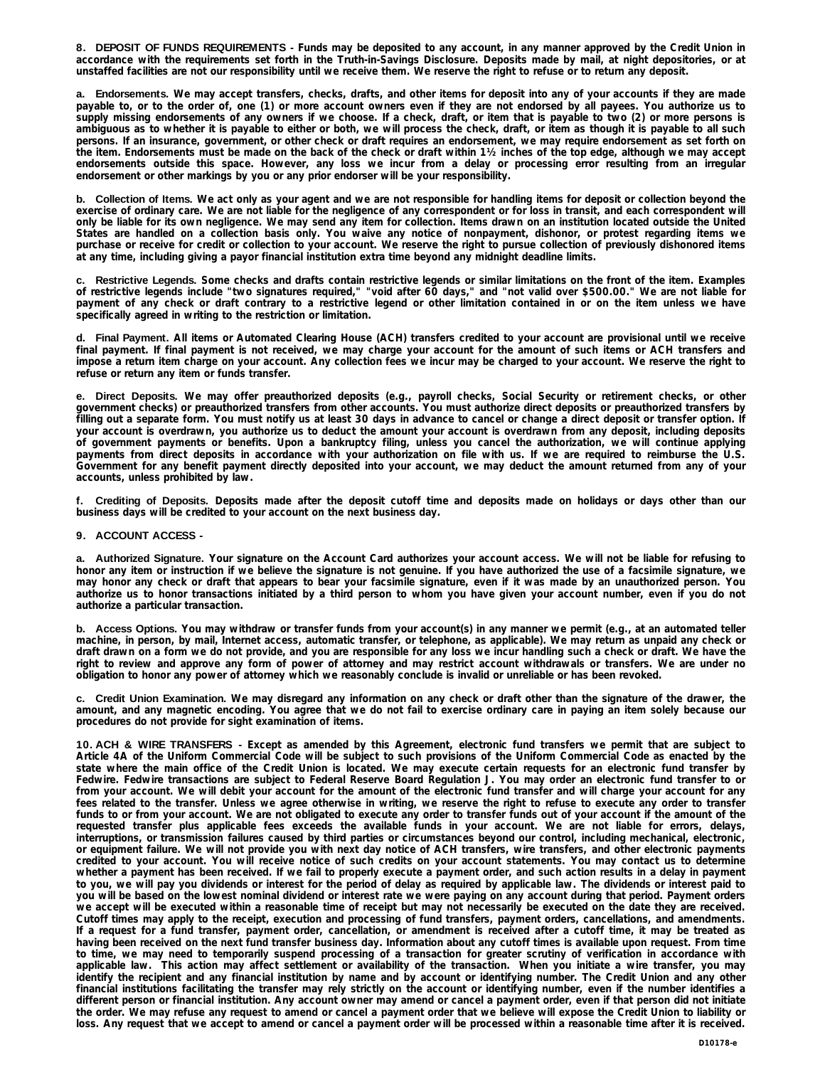**8. DEPOSIT OF FUNDS REQUIREMENTS - Funds may be deposited to any account, in any manner approved by the Credit Union in accordance with the requirements set forth in the Truth-in-Savings Disclosure. Deposits made by mail, at night depositories, or at unstaffed facilities are not our responsibility until we receive them. We reserve the right to refuse or to return any deposit.**

**a. Endorsements. We may accept transfers, checks, drafts, and other items for deposit into any of your accounts if they are made payable to, or to the order of, one (1) or more account owners even if they are not endorsed by all payees. You authorize us to supply missing endorsements of any owners if we choose. If a check, draft, or item that is payable to two (2) or more persons is ambiguous as to whether it is payable to either or both, we will process the check, draft, or item as though it is payable to all such persons. If an insurance, government, or other check or draft requires an endorsement, we may require endorsement as set forth on the item. Endorsements must be made on the back of the check or draft within 1½ inches of the top edge, although we may accept endorsements outside this space. However, any loss we incur from a delay or processing error resulting from an irregular endorsement or other markings by you or any prior endorser will be your responsibility.**

**b. Collection of Items. We act only as your agent and we are not responsible for handling items for deposit or collection beyond the exercise of ordinary care. We are not liable for the negligence of any correspondent or for loss in transit, and each correspondent will only be liable for its own negligence. We may send any item for collection. Items drawn on an institution located outside the United States are handled on a collection basis only. You waive any notice of nonpayment, dishonor, or protest regarding items we purchase or receive for credit or collection to your account. We reserve the right to pursue collection of previously dishonored items at any time, including giving a payor financial institution extra time beyond any midnight deadline limits.**

**c. Restrictive Legends. Some checks and drafts contain restrictive legends or similar limitations on the front of the item. Examples of restrictive legends include "two signatures required," "void after 60 days," and "not valid over $500.00." We are not liable for payment of any check or draft contrary to a restrictive legend or other limitation contained in or on the item unless we have specifically agreed in writing to the restriction or limitation.**

**d. Final Payment. All items or Automated Clearing House (ACH) transfers credited to your account are provisional until we receive final payment. If final payment is not received, we may charge your account for the amount of such items or ACH transfers and impose a return item charge on your account. Any collection fees we incur may be charged to your account. We reserve the right to refuse or return any item or funds transfer.**

**e. Direct Deposits. We may offer preauthorized deposits (e.g., payroll checks, Social Security or retirement checks, or other government checks) or preauthorized transfers from other accounts. You must authorize direct deposits or preauthorized transfers by filling out a separate form. You must notify us at least 30 days in advance to cancel or change a direct deposit or transfer option. If your account is overdrawn, you authorize us to deduct the amount your account is overdrawn from any deposit, including deposits of government payments or benefits. Upon a bankruptcy filing, unless you cancel the authorization, we will continue applying payments from direct deposits in accordance with your authorization on file with us. If we are required to reimburse the U.S. Government for any benefit payment directly deposited into your account, we may deduct the amount returned from any of your accounts, unless prohibited by law.**

**f. Crediting of Deposits. Deposits made after the deposit cutoff time and deposits made on holidays or days other than our business days will be credited to your account on the next business day.**

**9. ACCOUNT ACCESS -**

**a. Authorized Signature. Your signature on the Account Card authorizes your account access. We will not be liable for refusing to honor any item or instruction if we believe the signature is not genuine. If you have authorized the use of a facsimile signature, we may honor any check or draft that appears to bear your facsimile signature, even if it was made by an unauthorized person. You authorize us to honor transactions initiated by a third person to whom you have given your account number, even if you do not authorize a particular transaction.**

**b. Access Options. You may withdraw or transfer funds from your account(s) in any manner we permit (e.g., at an automated teller machine, in person, by mail, Internet access, automatic transfer, or telephone, as applicable). We may return as unpaid any check or draft drawn on a form we do not provide, and you are responsible for any loss we incur handling such a check or draft. We have the right to review and approve any form of power of attorney and may restrict account withdrawals or transfers. We are under no obligation to honor any power of attorney which we reasonably conclude is invalid or unreliable or has been revoked.**

**c. Credit Union Examination. We may disregard any information on any check or draft other than the signature of the drawer, the amount, and any magnetic encoding. You agree that we do not fail to exercise ordinary care in paying an item solely because our procedures do not provide for sight examination of items.**

**10. ACH & WIRE TRANSFERS - Except as amended by this Agreement, electronic fund transfers we permit that are subject to Article 4A of the Uniform Commercial Code will be subject to such provisions of the Uniform Commercial Code as enacted by the state where the main office of the Credit Union is located. We may execute certain requests for an electronic fund transfer by Fedwire. Fedwire transactions are subject to Federal Reserve Board Regulation J. You may order an electronic fund transfer to or from your account. We will debit your account for the amount of the electronic fund transfer and will charge your account for any fees related to the transfer. Unless we agree otherwise in writing, we reserve the right to refuse to execute any order to transfer funds to or from your account. We are not obligated to execute any order to transfer funds out of your account if the amount of the requested transfer plus applicable fees exceeds the available funds in your account. We are not liable for errors, delays, interruptions, or transmission failures caused by third parties or circumstances beyond our control, including mechanical, electronic, or equipment failure. We will not provide you with next day notice of ACH transfers, wire transfers, and other electronic payments credited to your account. You will receive notice of such credits on your account statements. You may contact us to determine whether a payment has been received. If we fail to properly execute a payment order, and such action results in a delay in payment to you, we will pay you dividends or interest for the period of delay as required by applicable law. The dividends or interest paid to you will be based on the lowest nominal dividend or interest rate we were paying on any account during that period. Payment orders we accept will be executed within a reasonable time of receipt but may not necessarily be executed on the date they are received. Cutoff times may apply to the receipt, execution and processing of fund transfers, payment orders, cancellations, and amendments. If a request for a fund transfer, payment order, cancellation, or amendment is received after a cutoff time, it may be treated as having been received on the next fund transfer business day. Information about any cutoff times is available upon request. From time to time, we may need to temporarily suspend processing of a transaction for greater scrutiny of verification in accordance with applicable law. This action may affect settlement or availability of the transaction. When you initiate a wire transfer, you may identify the recipient and any financial institution by name and by account or identifying number. The Credit Union and any other financial institutions facilitating the transfer may rely strictly on the account or identifying number, even if the number identifies a different person or financial institution. Any account owner may amend or cancel a payment order, even if that person did not initiate the order. We may refuse any request to amend or cancel a payment order that we believe will expose the Credit Union to liability or loss. Any request that we accept to amend or cancel a payment order will be processed within a reasonable time after it is received.**

D10178-e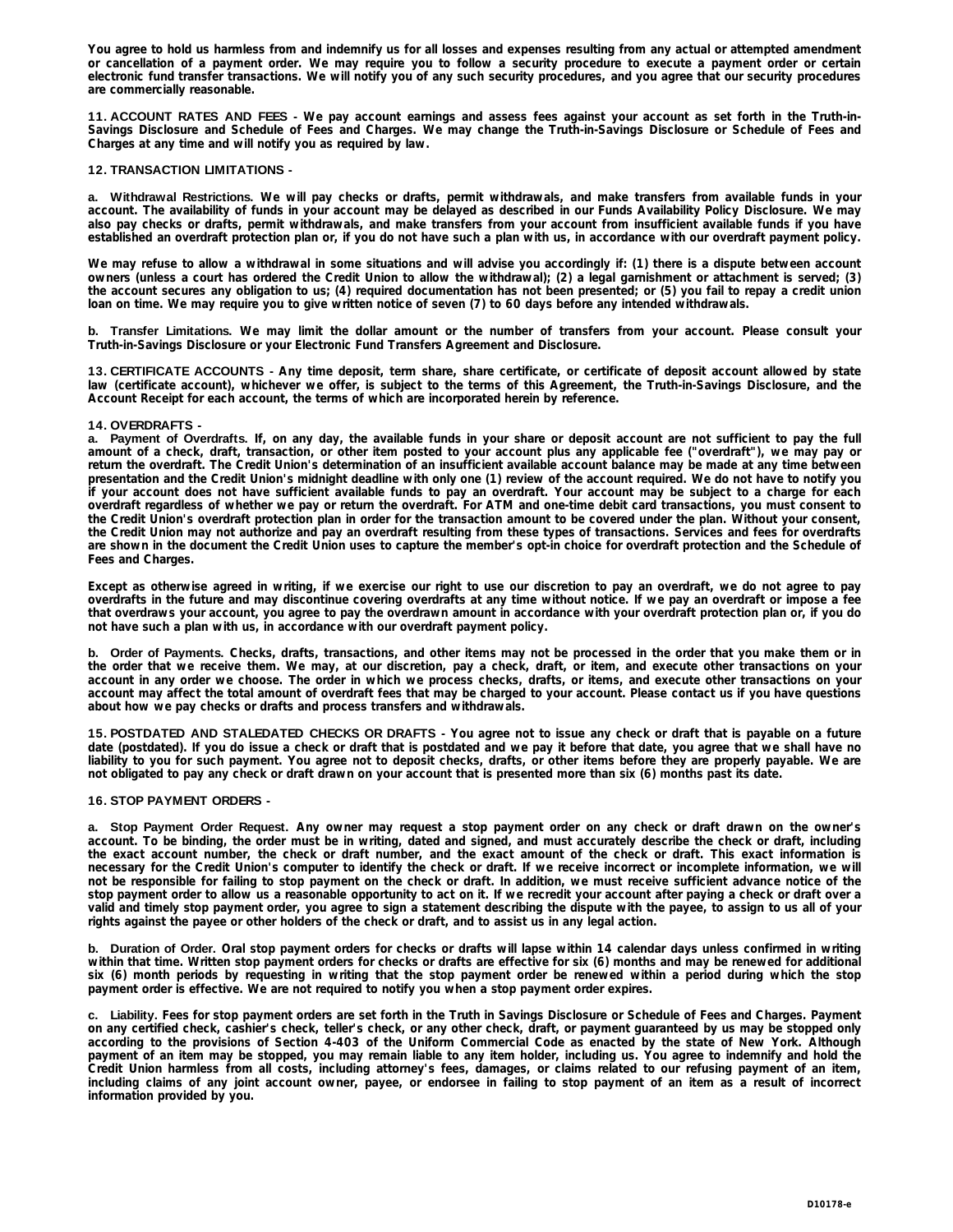**You agree to hold us harmless from and indemnify us for all losses and expenses resulting from any actual or attempted amendment or cancellation of a payment order. We may require you to follow a security procedure to execute a payment order or certain electronic fund transfer transactions. We will notify you of any such security procedures, and you agree that our security procedures are commercially reasonable.**

**11. ACCOUNT RATES AND FEES - We pay account earnings and assess fees against your account as set forth in the Truth-in-Savings Disclosure and Schedule of Fees and Charges. We may change the Truth-in-Savings Disclosure or Schedule of Fees and Charges at any time and will notify you as required by law.**

**12. TRANSACTION LIMITATIONS -**

**a. Withdrawal Restrictions. We will pay checks or drafts, permit withdrawals, and make transfers from available funds in your account. The availability of funds in your account may be delayed as described in our Funds Availability Policy Disclosure. We may also pay checks or drafts, permit withdrawals, and make transfers from your account from insufficient available funds if you have established an overdraft protection plan or, if you do not have such a plan with us, in accordance with our overdraft payment policy.**

**We may refuse to allow a withdrawal in some situations and will advise you accordingly if: (1) there is a dispute between account owners (unless a court has ordered the Credit Union to allow the withdrawal); (2) a legal garnishment or attachment is served; (3) the account secures any obligation to us; (4) required documentation has not been presented; or (5) you fail to repay a credit union loan on time. We may require you to give written notice of seven (7) to 60 days before any intended withdrawals.**

**b. Transfer Limitations. We may limit the dollar amount or the number of transfers from your account. Please consult your Truth-in-Savings Disclosure or your Electronic Fund Transfers Agreement and Disclosure.**

**13. CERTIFICATE ACCOUNTS - Any time deposit, term share, share certificate, or certificate of deposit account allowed by state law (certificate account), whichever we offer, is subject to the terms of this Agreement, the Truth-in-Savings Disclosure, and the Account Receipt for each account, the terms of which are incorporated herein by reference.**

**14. OVERDRAFTS -**

**a. Payment of Overdrafts. If, on any day, the available funds in your share or deposit account are not sufficient to pay the full amount of a check, draft, transaction, or other item posted to your account plus any applicable fee ("overdraft"), we may pay or return the overdraft. The Credit Union's determination of an insufficient available account balance may be made at any time between presentation and the Credit Union's midnight deadline with only one (1) review of the account required. We do not have to notify you if your account does not have sufficient available funds to pay an overdraft. Your account may be subject to a charge for each overdraft regardless of whether we pay or return the overdraft. For ATM and one-time debit card transactions, you must consent to the Credit Union's overdraft protection plan in order for the transaction amount to be covered under the plan. Without your consent, the Credit Union may not authorize and pay an overdraft resulting from these types of transactions. Services and fees for overdrafts are shown in the document the Credit Union uses to capture the member's opt-in choice for overdraft protection and the Schedule of Fees and Charges.**

**Except as otherwise agreed in writing, if we exercise our right to use our discretion to pay an overdraft, we do not agree to pay overdrafts in the future and may discontinue covering overdrafts at any time without notice. If we pay an overdraft or impose a fee that overdraws your account, you agree to pay the overdrawn amount in accordance with your overdraft protection plan or, if you do not have such a plan with us, in accordance with our overdraft payment policy.**

**b. Order of Payments. Checks, drafts, transactions, and other items may not be processed in the order that you make them or in the order that we receive them. We may, at our discretion, pay a check, draft, or item, and execute other transactions on your account in any order we choose. The order in which we process checks, drafts, or items, and execute other transactions on your account may affect the total amount of overdraft fees that may be charged to your account. Please contact us if you have questions about how we pay checks or drafts and process transfers and withdrawals.**

**15. POSTDATED AND STALEDATED CHECKS OR DRAFTS - You agree not to issue any check or draft that is payable on a future date (postdated). If you do issue a check or draft that is postdated and we pay it before that date, you agree that we shall have no liability to you for such payment. You agree not to deposit checks, drafts, or other items before they are properly payable. We are not obligated to pay any check or draft drawn on your account that is presented more than six (6) months past its date.**

**16. STOP PAYMENT ORDERS -**

**a. Stop Payment Order Request. Any owner may request a stop payment order on any check or draft drawn on the owner's account. To be binding, the order must be in writing, dated and signed, and must accurately describe the check or draft, including the exact account number, the check or draft number, and the exact amount of the check or draft. This exact information is necessary for the Credit Union's computer to identify the check or draft. If we receive incorrect or incomplete information, we will not be responsible for failing to stop payment on the check or draft. In addition, we must receive sufficient advance notice of the stop payment order to allow us a reasonable opportunity to act on it. If we recredit your account after paying a check or draft over a valid and timely stop payment order, you agree to sign a statement describing the dispute with the payee, to assign to us all of your rights against the payee or other holders of the check or draft, and to assist us in any legal action.**

**b. Duration of Order. Oral stop payment orders for checks or drafts will lapse within 14 calendar days unless confirmed in writing within that time. Written stop payment orders for checks or drafts are effective for six (6) months and may be renewed for additional six (6) month periods by requesting in writing that the stop payment order be renewed within a period during which the stop payment order is effective. We are not required to notify you when a stop payment order expires.**

**c. Liability. Fees for stop payment orders are set forth in the Truth in Savings Disclosure or Schedule of Fees and Charges. Payment on any certified check, cashier's check, teller's check, or any other check, draft, or payment guaranteed by us may be stopped only according to the provisions of Section 4-403 of the Uniform Commercial Code as enacted by the state of New York. Although payment of an item may be stopped, you may remain liable to any item holder, including us. You agree to indemnify and hold the Credit Union harmless from all costs, including attorney's fees, damages, or claims related to our refusing payment of an item, including claims of any joint account owner, payee, or endorsee in failing to stop payment of an item as a result of incorrect information provided by you.**

D10178-e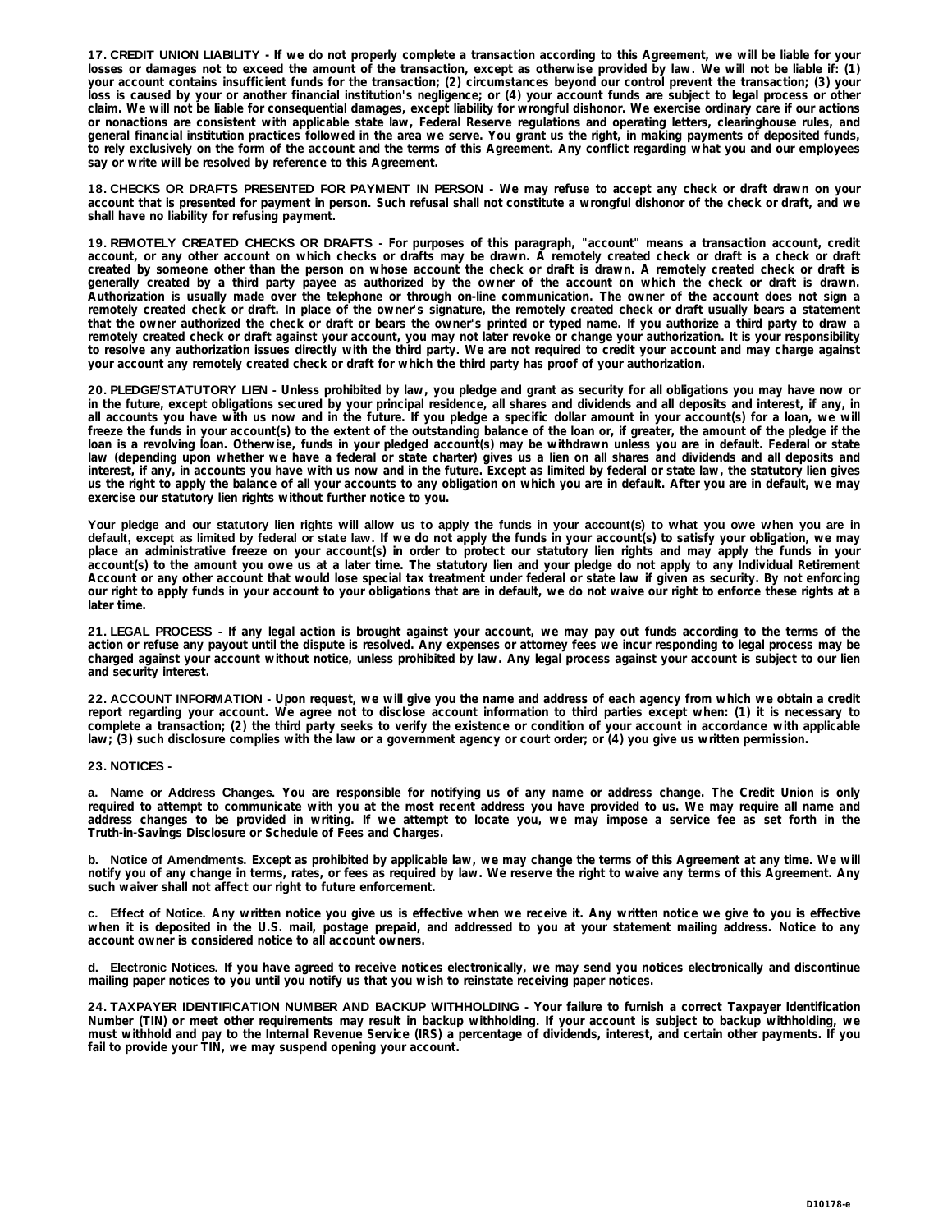**17. CREDIT UNION LIABILITY -** If we do not properly complete a transaction according to this Agreement, we will be liable for your losses or damages not to exceed the amount of the transaction, except as otherwise provided by law. We will not be liable if: (1) your account contains insufficient funds for the transaction; (2) circumstances beyond our control prevent the transaction; (3) your loss is caused by your or another financial institution's negligence; or (4) your account funds are subject to legal process or other claim. We will not be liable for consequential damages, except liability for wrongful dishonor. We exercise ordinary care if our actions or nonactions are consistent with applicable state law, Federal Reserve regulations and operating letters, clearinghouse rules, and general financial institution practices followed in the area we serve. You grant us the right, in making payments of deposited funds, to rely exclusively on the form of the account and the terms of this Agreement. Any conflict regarding what you and our employees say or write will be resolved by reference to this Agreement.

**18. CHECKS OR DRAFTS PRESENTED FOR PAYMENT IN PERSON -** We may refuse to accept any check or draft drawn on your account that is presented for payment in person. Such refusal shall not constitute a wrongful dishonor of the check or draft, and we shall have no liability for refusing payment.

**19. REMOTELY CREATED CHECKS OR DRAFTS -** For purposes of this paragraph, "account" means a transaction account, credit account, or any other account on which checks or drafts may be drawn. A remotely created check or draft is a check or draft created by someone other than the person on whose account the check or draft is drawn. A remotely created check or draft is generally created by a third party payee as authorized by the owner of the account on which the check or draft is drawn. Authorization is usually made over the telephone or through on-line communication. The owner of the account does not sign a remotely created check or draft. In place of the owner's signature, the remotely created check or draft usually bears a statement that the owner authorized the check or draft or bears the owner's printed or typed name. If you authorize a third party to draw a remotely created check or draft against your account, you may not later revoke or change your authorization. It is your responsibility to resolve any authorization issues directly with the third party. We are not required to credit your account and may charge against your account any remotely created check or draft for which the third party has proof of your authorization.

**20. PLEDGE/STATUTORY LIEN -** Unless prohibited by law, you pledge and grant as security for all obligations you may have now or in the future, except obligations secured by your principal residence, all shares and dividends and all deposits and interest, if any, in all accounts you have with us now and in the future. If you pledge a specific dollar amount in your account(s) for a loan, we will freeze the funds in your account(s) to the extent of the outstanding balance of the loan or, if greater, the amount of the pledge if the loan is a revolving loan. Otherwise, funds in your pledged account(s) may be withdrawn unless you are in default. Federal or state law (depending upon whether we have a federal or state charter) gives us a lien on all shares and dividends and all deposits and interest, if any, in accounts you have with us now and in the future. Except as limited by federal or state law, the statutory lien gives us the right to apply the balance of all your accounts to any obligation on which you are in default. After you are in default, we may exercise our statutory lien rights without further notice to you.

Your pledge and our statutory lien rights will allow us to apply the funds in your account(s) to what you owe when you are in default, except as limited by federal or state law. If we do not apply the funds in your account(s) to satisfy your obligation, we may place an administrative freeze on your account(s) in order to protect our statutory lien rights and may apply the funds in your account(s) to the amount you owe us at a later time. The statutory lien and your pledge do not apply to any Individual Retirement Account or any other account that would lose special tax treatment under federal or state law if given as security. By not enforcing our right to apply funds in your account to your obligations that are in default, we do not waive our right to enforce these rights at a later time.

**21. LEGAL PROCESS -** If any legal action is brought against your account, we may pay out funds according to the terms of the action or refuse any payout until the dispute is resolved. Any expenses or attorney fees we incur responding to legal process may be charged against your account without notice, unless prohibited by law. Any legal process against your account is subject to our lien and security interest.

**22. ACCOUNT INFORMATION -** Upon request, we will give you the name and address of each agency from which we obtain a credit report regarding your account. We agree not to disclose account information to third parties except when: (1) it is necessary to complete a transaction; (2) the third party seeks to verify the existence or condition of your account in accordance with applicable law; (3) such disclosure complies with the law or a government agency or court order; or (4) you give us written permission.

**23. NOTICES -**

a. Name or Address Changes. You are responsible for notifying us of any name or address change. The Credit Union is only required to attempt to communicate with you at the most recent address you have provided to us. We may require all name and address changes to be provided in writing. If we attempt to locate you, we may impose a service fee as set forth in the Truth-in-Savings Disclosure or Schedule of Fees and Charges.

b. Notice of Amendments. Except as prohibited by applicable law, we may change the terms of this Agreement at any time. We will notify you of any change in terms, rates, or fees as required by law. We reserve the right to waive any terms of this Agreement. Any such waiver shall not affect our right to future enforcement.

c. Effect of Notice. Any written notice you give us is effective when we receive it. Any written notice we give to you is effective when it is deposited in the U.S. mail, postage prepaid, and addressed to you at your statement mailing address. Notice to any account owner is considered notice to all account owners.

d. Electronic Notices. If you have agreed to receive notices electronically, we may send you notices electronically and discontinue mailing paper notices to you until you notify us that you wish to reinstate receiving paper notices.

**24. TAXPAYER IDENTIFICATION NUMBER AND BACKUP WITHHOLDING -** Your failure to furnish a correct Taxpayer Identification Number (TIN) or meet other requirements may result in backup withholding. If your account is subject to backup withholding, we must withhold and pay to the Internal Revenue Service (IRS) a percentage of dividends, interest, and certain other payments. If you fail to provide your TIN, we may suspend opening your account.

D10178-e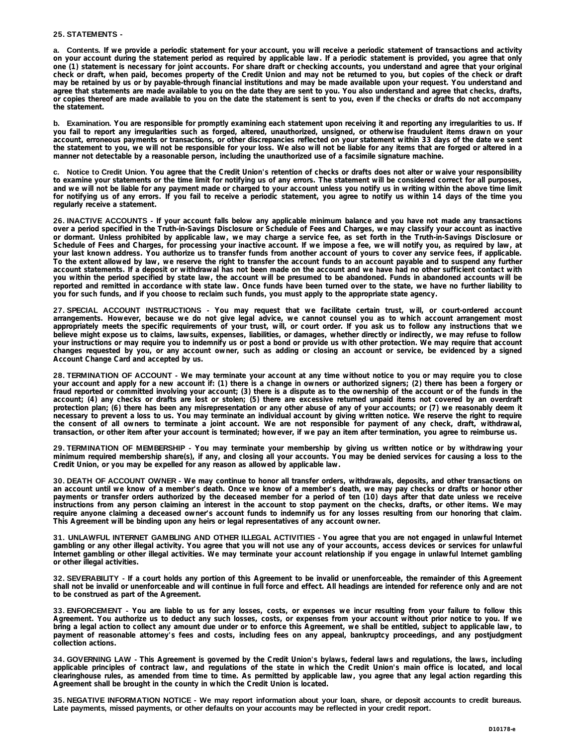**25. STATEMENTS -**

**a. Contents. If we provide a periodic statement for your account, you will receive a periodic statement of transactions and activity on your account during the statement period as required by applicable law. If a periodic statement is provided, you agree that only one (1) statement is necessary for joint accounts. For share draft or checking accounts, you understand and agree that your original check or draft, when paid, becomes property of the Credit Union and may not be returned to you, but copies of the check or draft may be retained by us or by payable-through financial institutions and may be made available upon your request. You understand and agree that statements are made available to you on the date they are sent to you. You also understand and agree that checks, drafts, or copies thereof are made available to you on the date the statement is sent to you, even if the checks or drafts do not accompany the statement.**

**b. Examination. You are responsible for promptly examining each statement upon receiving it and reporting any irregularities to us. If you fail to report any irregularities such as forged, altered, unauthorized, unsigned, or otherwise fraudulent items drawn on your account, erroneous payments or transactions, or other discrepancies reflected on your statement within 33 days of the date we sent the statement to you, we will not be responsible for your loss. We also will not be liable for any items that are forged or altered in a manner not detectable by a reasonable person, including the unauthorized use of a facsimile signature machine.**

**c. Notice to Credit Union. You agree that the Credit Union's retention of checks or drafts does not alter or waive your responsibility to examine your statements or the time limit for notifying us of any errors. The statement will be considered correct for all purposes, and we will not be liable for any payment made or charged to your account unless you notify us in writing within the above time limit for notifying us of any errors. If you fail to receive a periodic statement, you agree to notify us within 14 days of the time you regularly receive a statement.**

**26. INACTIVE ACCOUNTS - If your account falls below any applicable minimum balance and you have not made any transactions over a period specified in the Truth-in-Savings Disclosure or Schedule of Fees and Charges, we may classify your account as inactive or dormant. Unless prohibited by applicable law, we may charge a service fee, as set forth in the Truth-in-Savings Disclosure or Schedule of Fees and Charges, for processing your inactive account. If we impose a fee, we will notify you, as required by law, at your last known address. You authorize us to transfer funds from another account of yours to cover any service fees, if applicable. To the extent allowed by law, we reserve the right to transfer the account funds to an account payable and to suspend any further account statements. If a deposit or withdrawal has not been made on the account and we have had no other sufficient contact with you within the period specified by state law, the account will be presumed to be abandoned. Funds in abandoned accounts will be reported and remitted in accordance with state law. Once funds have been turned over to the state, we have no further liability to you for such funds, and if you choose to reclaim such funds, you must apply to the appropriate state agency.**

**27. SPECIAL ACCOUNT INSTRUCTIONS - You may request that we facilitate certain trust, will, or court-ordered account arrangements. However, because we do not give legal advice, we cannot counsel you as to which account arrangement most appropriately meets the specific requirements of your trust, will, or court order. If you ask us to follow any instructions that we believe might expose us to claims, lawsuits, expenses, liabilities, or damages, whether directly or indirectly, we may refuse to follow your instructions or may require you to indemnify us or post a bond or provide us with other protection. We may require that account changes requested by you, or any account owner, such as adding or closing an account or service, be evidenced by a signed Account Change Card and accepted by us.**

**28. TERMINATION OF ACCOUNT - We may terminate your account at any time without notice to you or may require you to close your account and apply for a new account if: (1) there is a change in owners or authorized signers; (2) there has been a forgery or fraud reported or committed involving your account; (3) there is a dispute as to the ownership of the account or of the funds in the account; (4) any checks or drafts are lost or stolen; (5) there are excessive returned unpaid items not covered by an overdraft protection plan; (6) there has been any misrepresentation or any other abuse of any of your accounts; or (7) we reasonably deem it necessary to prevent a loss to us. You may terminate an individual account by giving written notice. We reserve the right to require the consent of all owners to terminate a joint account. We are not responsible for payment of any check, draft, withdrawal, transaction, or other item after your account is terminated; however, if we pay an item after termination, you agree to reimburse us.**

**29. TERMINATION OF MEMBERSHIP - You may terminate your membership by giving us written notice or by withdrawing your minimum required membership share(s), if any, and closing all your accounts. You may be denied services for causing a loss to the Credit Union, or you may be expelled for any reason as allowed by applicable law.**

**30. DEATH OF ACCOUNT OWNER - We may continue to honor all transfer orders, withdrawals, deposits, and other transactions on an account until we know of a member's death. Once we know of a member's death, we may pay checks or drafts or honor other payments or transfer orders authorized by the deceased member for a period of ten (10) days after that date unless we receive instructions from any person claiming an interest in the account to stop payment on the checks, drafts, or other items. We may require anyone claiming a deceased owner's account funds to indemnify us for any losses resulting from our honoring that claim. This Agreement will be binding upon any heirs or legal representatives of any account owner.**

**31. UNLAWFUL INTERNET GAMBLING AND OTHER ILLEGAL ACTIVITIES - You agree that you are not engaged in unlawful Internet gambling or any other illegal activity. You agree that you will not use any of your accounts, access devices or services for unlawful Internet gambling or other illegal activities. We may terminate your account relationship if you engage in unlawful Internet gambling or other illegal activities.**

**32. SEVERABILITY - If a court holds any portion of this Agreement to be invalid or unenforceable, the remainder of this Agreement shall not be invalid or unenforceable and will continue in full force and effect. All headings are intended for reference only and are not to be construed as part of the Agreement.**

**33. ENFORCEMENT - You are liable to us for any losses, costs, or expenses we incur resulting from your failure to follow this Agreement. You authorize us to deduct any such losses, costs, or expenses from your account without prior notice to you. If we bring a legal action to collect any amount due under or to enforce this Agreement, we shall be entitled, subject to applicable law, to payment of reasonable attorney's fees and costs, including fees on any appeal, bankruptcy proceedings, and any postjudgment collection actions.**

**34. GOVERNING LAW - This Agreement is governed by the Credit Union's bylaws, federal laws and regulations, the laws, including applicable principles of contract law, and regulations of the state in which the Credit Union's main office is located, and local clearinghouse rules, as amended from time to time. As permitted by applicable law, you agree that any legal action regarding this Agreement shall be brought in the county in which the Credit Union is located.**

**35. NEGATIVE INFORMATION NOTICE - We may report information about your loan, share, or deposit accounts to credit bureaus. Late payments, missed payments, or other defaults on your accounts may be reflected in your credit report.**

D10178-e